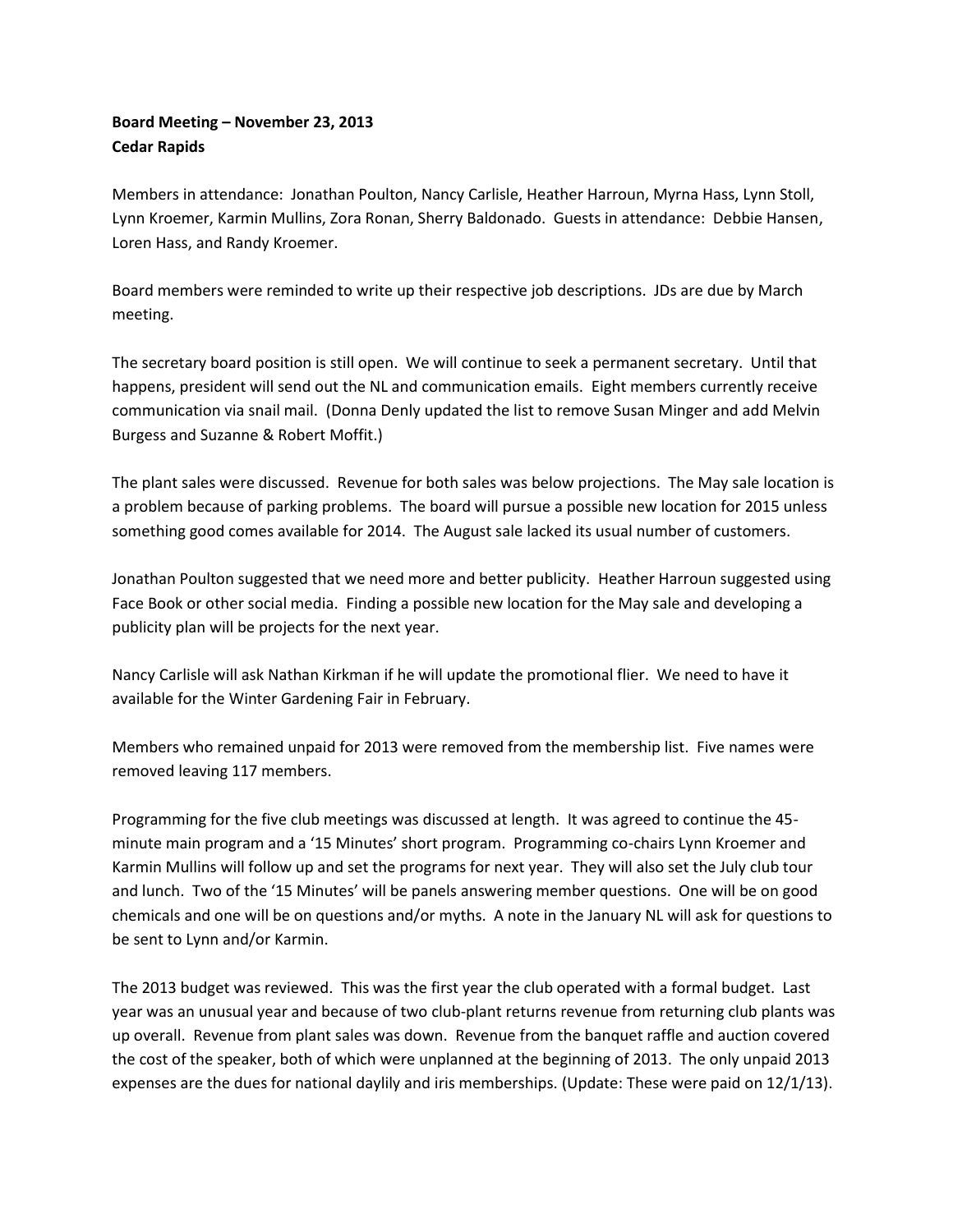**Board Meeting – November 23, 2013**
**Cedar Rapids**

Members in attendance: Jonathan Poulton, Nancy Carlisle, Heather Harroun, Myrna Hass, Lynn Stoll, Lynn Kroemer, Karmin Mullins, Zora Ronan, Sherry Baldonado. Guests in attendance: Debbie Hansen, Loren Hass, and Randy Kroemer.

Board members were reminded to write up their respective job descriptions. JDs are due by March meeting.

The secretary board position is still open. We will continue to seek a permanent secretary. Until that happens, president will send out the NL and communication emails. Eight members currently receive communication via snail mail. (Donna Denly updated the list to remove Susan Minger and add Melvin Burgess and Suzanne & Robert Moffit.)

The plant sales were discussed. Revenue for both sales was below projections. The May sale location is a problem because of parking problems. The board will pursue a possible new location for 2015 unless something good comes available for 2014. The August sale lacked its usual number of customers.

Jonathan Poulton suggested that we need more and better publicity. Heather Harroun suggested using Face Book or other social media. Finding a possible new location for the May sale and developing a publicity plan will be projects for the next year.

Nancy Carlisle will ask Nathan Kirkman if he will update the promotional flier. We need to have it available for the Winter Gardening Fair in February.

Members who remained unpaid for 2013 were removed from the membership list. Five names were removed leaving 117 members.

Programming for the five club meetings was discussed at length. It was agreed to continue the 45-minute main program and a '15 Minutes' short program. Programming co-chairs Lynn Kroemer and Karmin Mullins will follow up and set the programs for next year. They will also set the July club tour and lunch. Two of the '15 Minutes' will be panels answering member questions. One will be on good chemicals and one will be on questions and/or myths. A note in the January NL will ask for questions to be sent to Lynn and/or Karmin.

The 2013 budget was reviewed. This was the first year the club operated with a formal budget. Last year was an unusual year and because of two club-plant returns revenue from returning club plants was up overall. Revenue from plant sales was down. Revenue from the banquet raffle and auction covered the cost of the speaker, both of which were unplanned at the beginning of 2013. The only unpaid 2013 expenses are the dues for national daylily and iris memberships. (Update: These were paid on 12/1/13).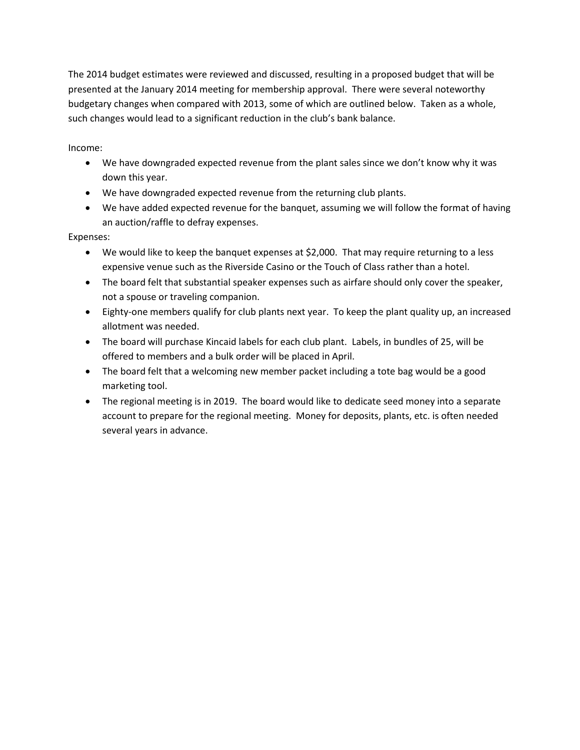The 2014 budget estimates were reviewed and discussed, resulting in a proposed budget that will be presented at the January 2014 meeting for membership approval. There were several noteworthy budgetary changes when compared with 2013, some of which are outlined below. Taken as a whole, such changes would lead to a significant reduction in the club's bank balance.

Income:

- We have downgraded expected revenue from the plant sales since we don't know why it was down this year.
- We have downgraded expected revenue from the returning club plants.
- We have added expected revenue for the banquet, assuming we will follow the format of having an auction/raffle to defray expenses.

Expenses:

- We would like to keep the banquet expenses at $2,000. That may require returning to a less expensive venue such as the Riverside Casino or the Touch of Class rather than a hotel.
- The board felt that substantial speaker expenses such as airfare should only cover the speaker, not a spouse or traveling companion.
- Eighty-one members qualify for club plants next year. To keep the plant quality up, an increased allotment was needed.
- The board will purchase Kincaid labels for each club plant. Labels, in bundles of 25, will be offered to members and a bulk order will be placed in April.
- The board felt that a welcoming new member packet including a tote bag would be a good marketing tool.
- The regional meeting is in 2019. The board would like to dedicate seed money into a separate account to prepare for the regional meeting. Money for deposits, plants, etc. is often needed several years in advance.